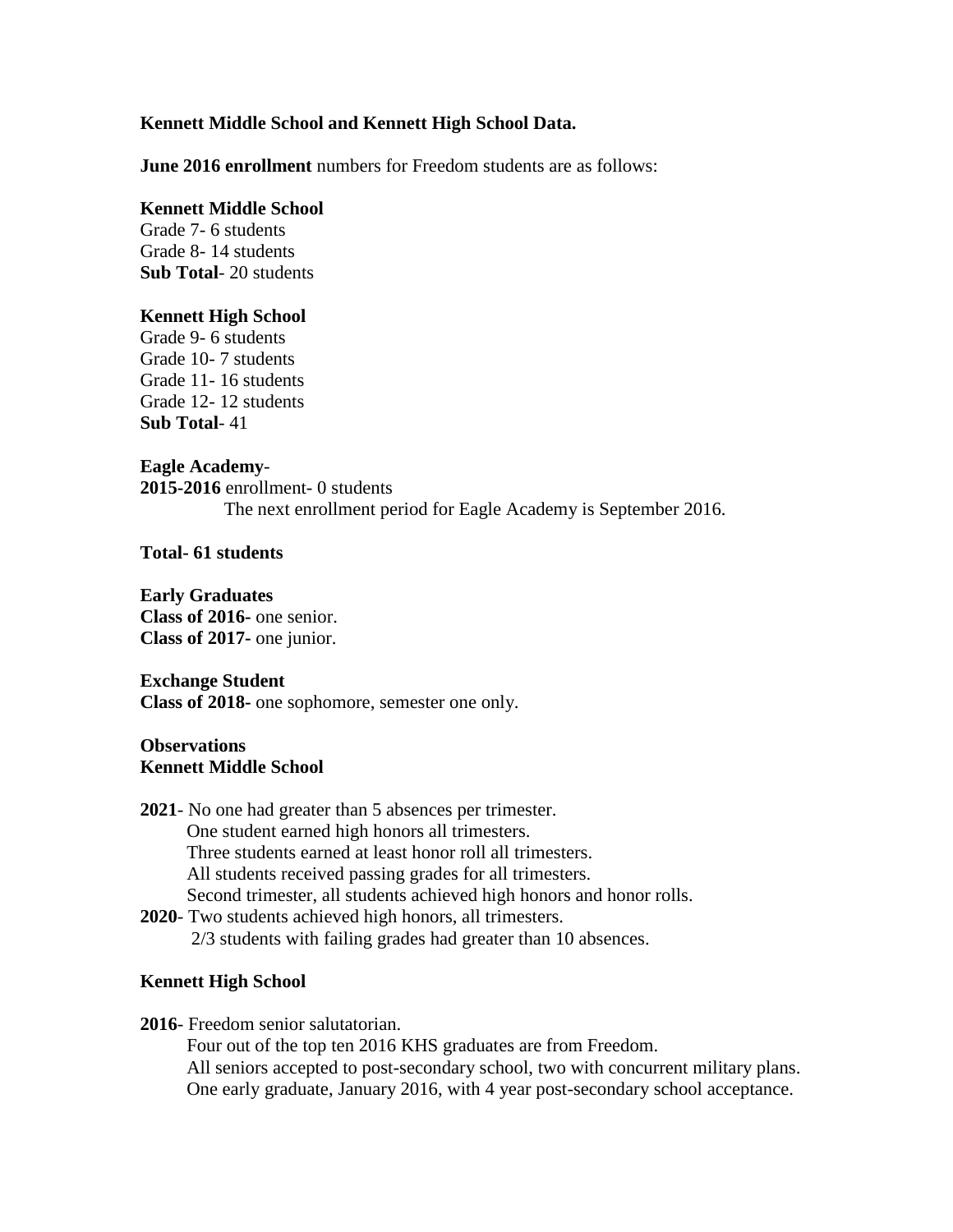**Kennett Middle School and Kennett High School Data.**

**June 2016 enrollment** numbers for Freedom students are as follows:

**Kennett Middle School**
Grade 7- 6 students
Grade 8- 14 students
**Sub Total**- 20 students

**Kennett High School**
Grade 9- 6 students
Grade 10- 7 students
Grade 11- 16 students
Grade 12- 12 students
**Sub Total**- 41

**Eagle Academy**-
**2015-2016** enrollment- 0 students
The next enrollment period for Eagle Academy is September 2016.

**Total- 61 students**

**Early Graduates**
**Class of 2016-** one senior.
**Class of 2017-** one junior.

**Exchange Student**
**Class of 2018-** one sophomore, semester one only.

**Observations**
**Kennett Middle School**

**2021**- No one had greater than 5 absences per trimester.
One student earned high honors all trimesters.
Three students earned at least honor roll all trimesters.
All students received passing grades for all trimesters.
Second trimester, all students achieved high honors and honor rolls.
**2020**- Two students achieved high honors, all trimesters.
2/3 students with failing grades had greater than 10 absences.

**Kennett High School**

**2016**- Freedom senior salutatorian.
Four out of the top ten 2016 KHS graduates are from Freedom.
All seniors accepted to post-secondary school, two with concurrent military plans.
One early graduate, January 2016, with 4 year post-secondary school acceptance.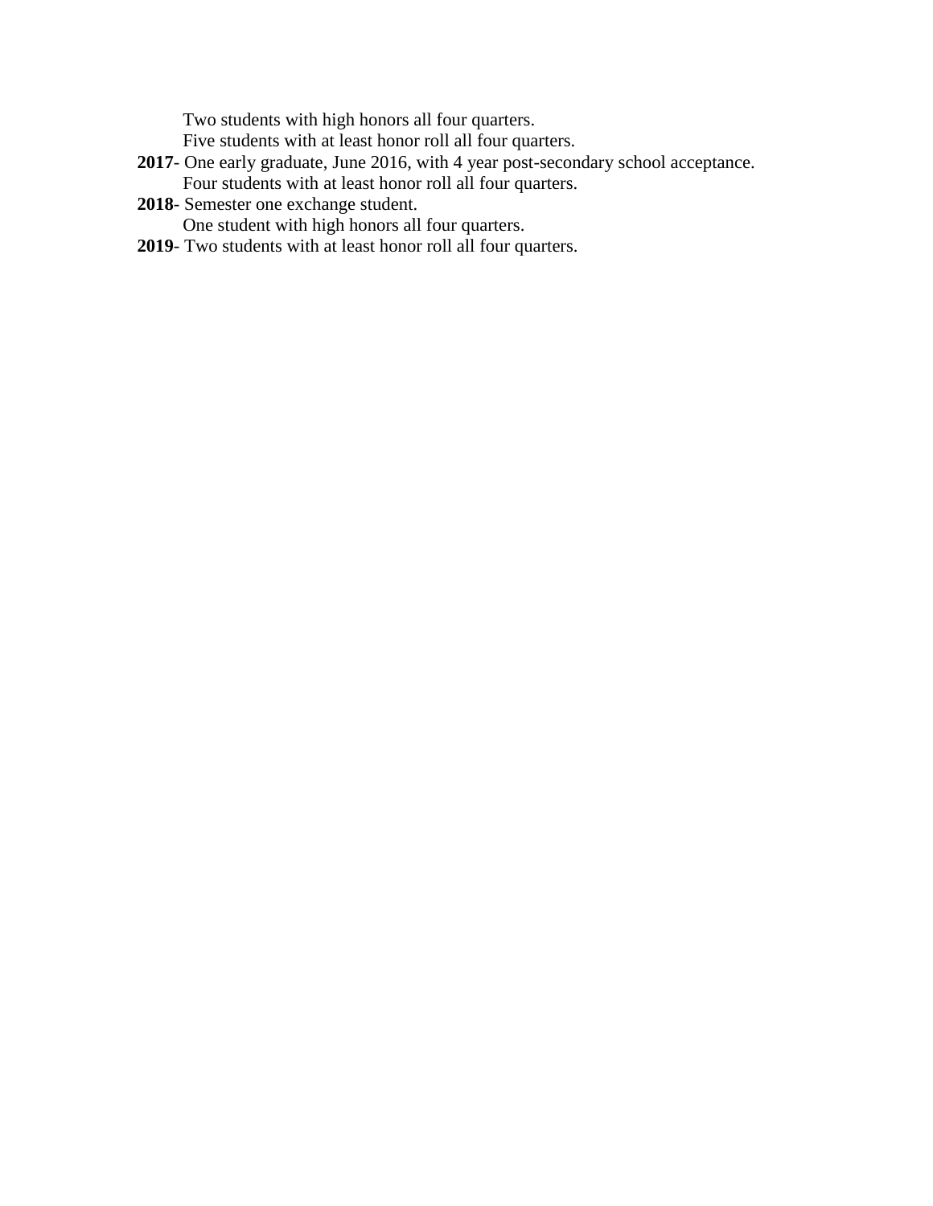Two students with high honors all four quarters.
Five students with at least honor roll all four quarters.

**2017**- One early graduate, June 2016, with 4 year post-secondary school acceptance.
Four students with at least honor roll all four quarters.

**2018**- Semester one exchange student.
One student with high honors all four quarters.

**2019**- Two students with at least honor roll all four quarters.